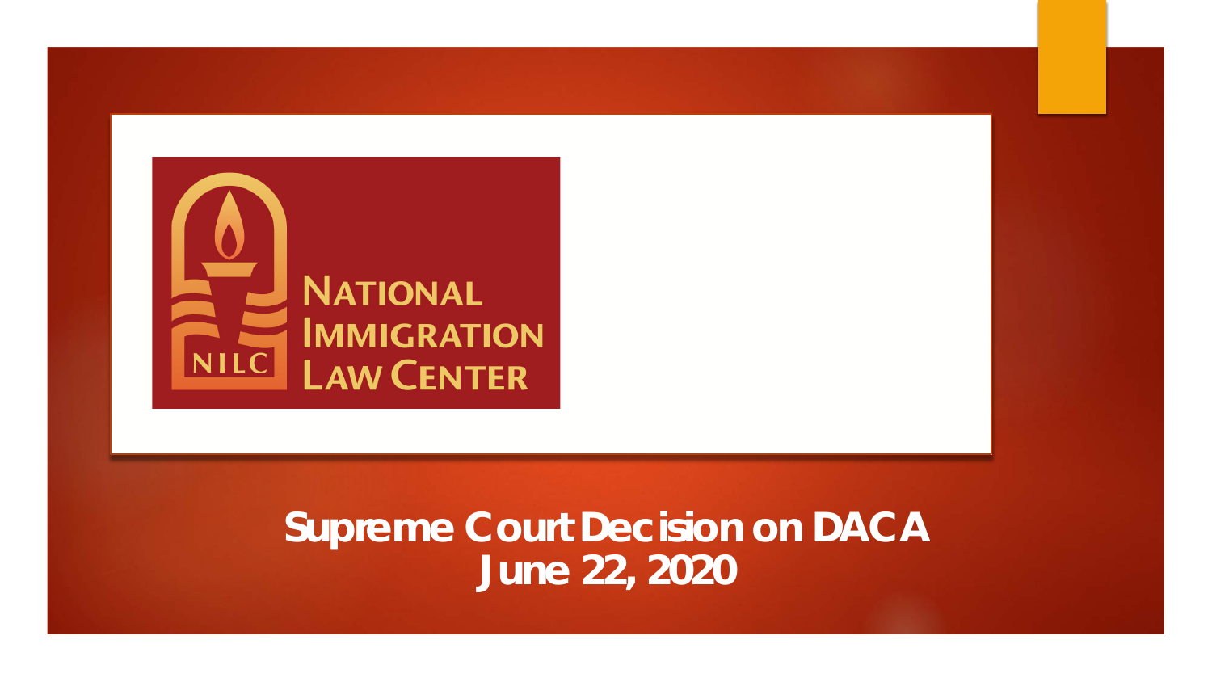NATIONAL IMMIGRATION LAW CENTER

NILC

# Supreme Court Decision on DACA
# June 22, 2020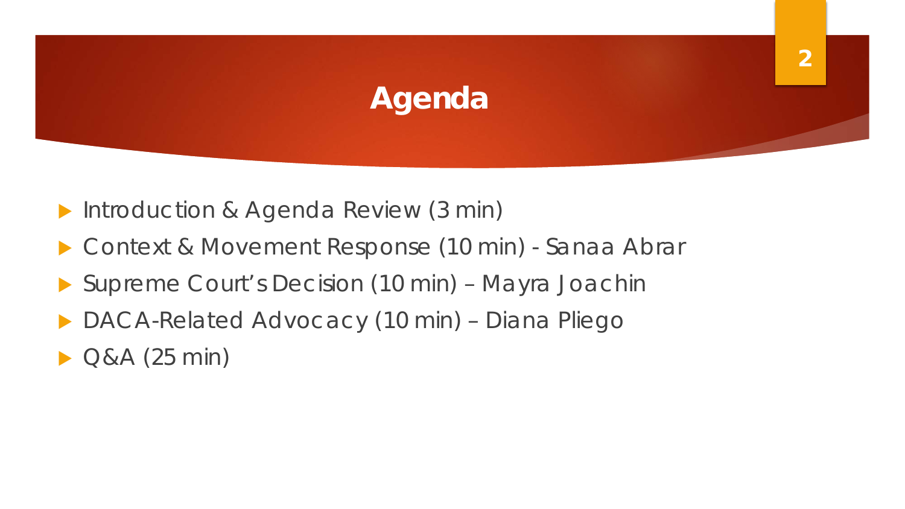# Agenda

- Introduction & Agenda Review (3 min)
- Context & Movement Response (10 min) - Sanaa Abrar
- Supreme Court's Decision (10 min) – Mayra Joachin
- DACA-Related Advocacy (10 min) – Diana Pliego
- Q&A (25 min)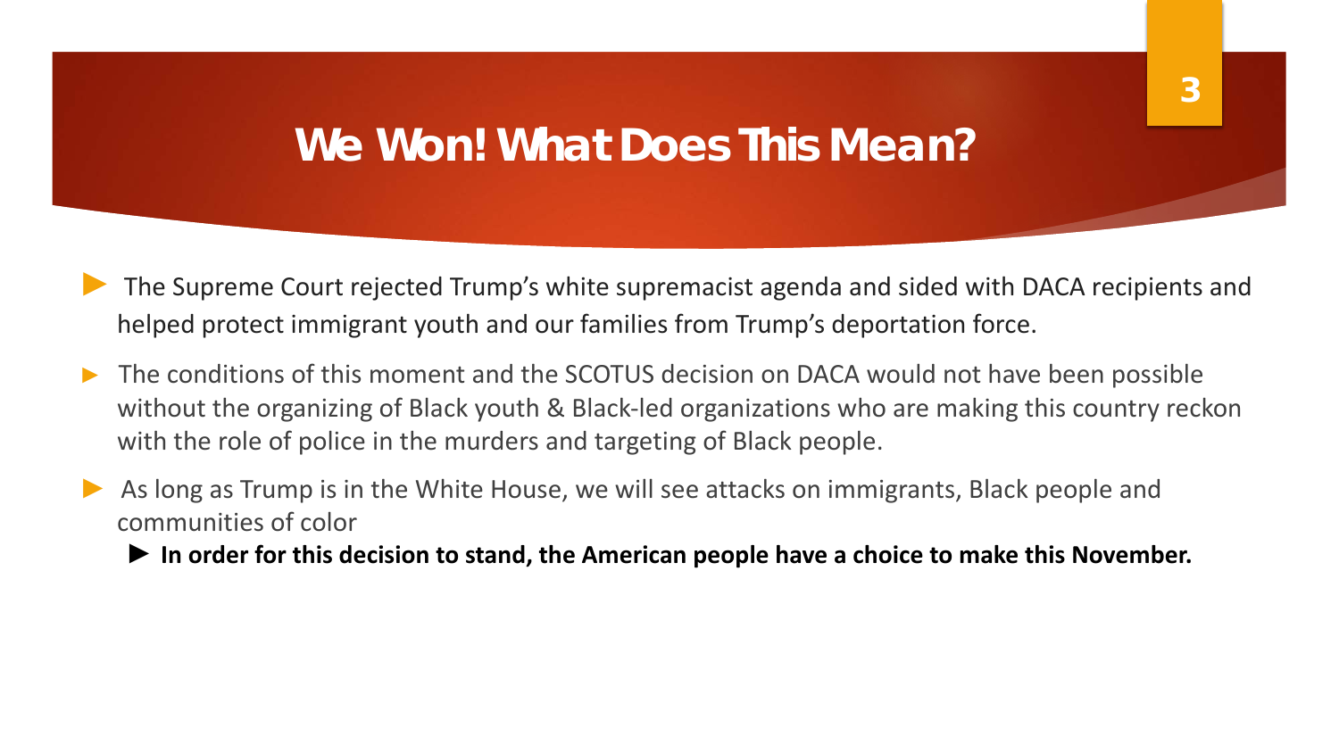# We Won! What Does This Mean?

- The Supreme Court rejected Trump's white supremacist agenda and sided with DACA recipients and helped protect immigrant youth and our families from Trump's deportation force.
- The conditions of this moment and the SCOTUS decision on DACA would not have been possible without the organizing of Black youth & Black-led organizations who are making this country reckon with the role of police in the murders and targeting of Black people.
- As long as Trump is in the White House, we will see attacks on immigrants, Black people and communities of color
  - **In order for this decision to stand, the American people have a choice to make this November.**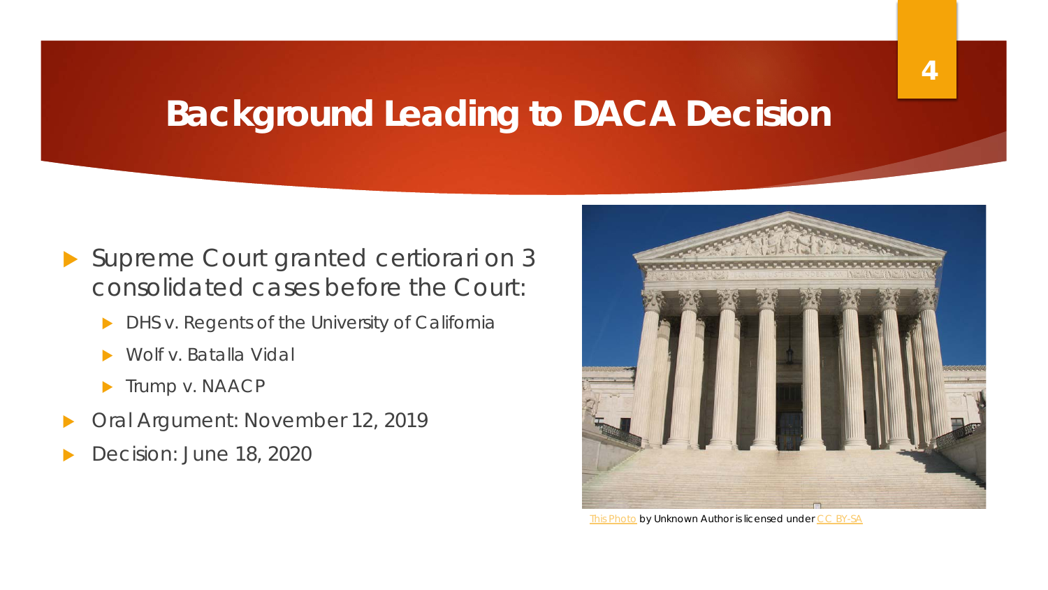# Background Leading to DACA Decision

- Supreme Court granted certiorari on 3 consolidated cases before the Court:
  - DHS v. Regents of the University of California
  - Wolf v. Batalla Vidal
  - Trump v. NAACP
- Oral Argument: November 12, 2019
- Decision: June 18, 2020

This Photo by Unknown Author is licensed under CC BY-SA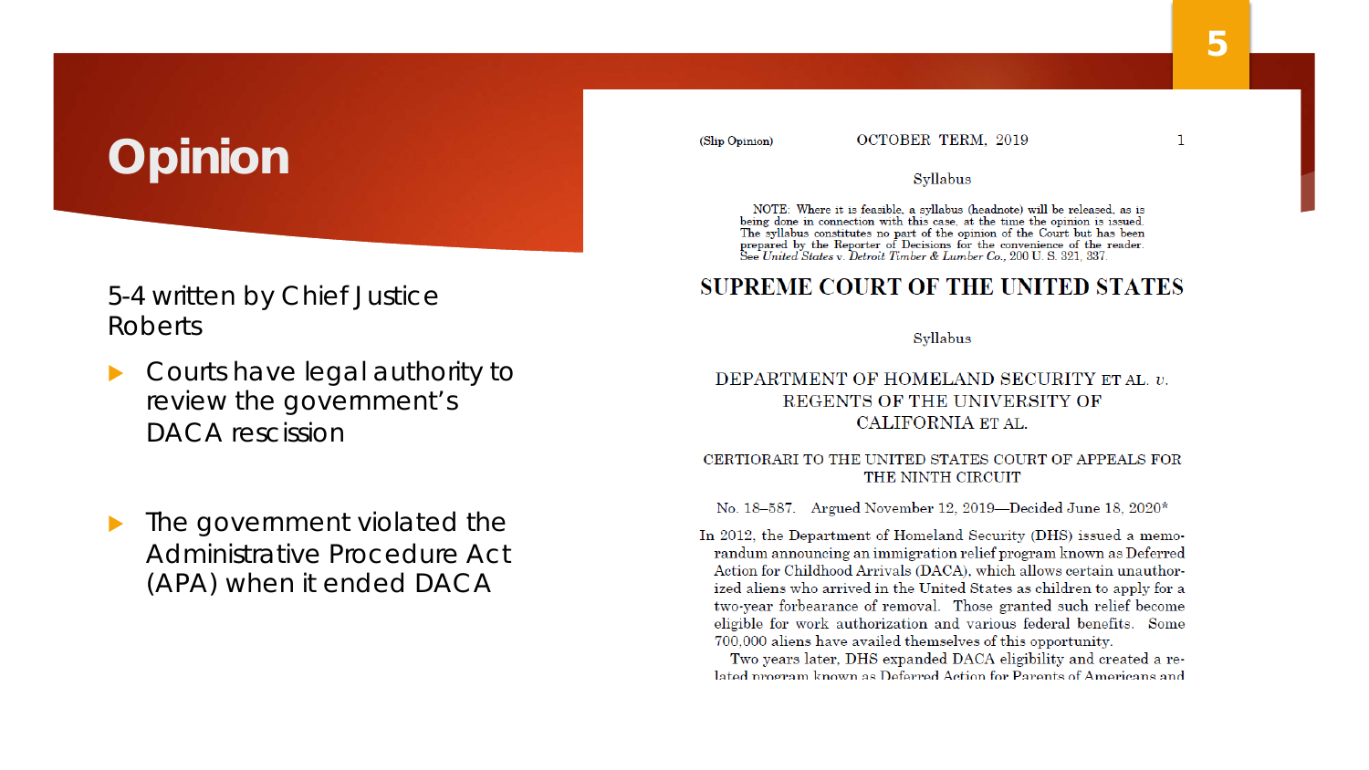# Opinion

5-4 written by Chief Justice Roberts

- Courts have legal authority to review the government's DACA rescission

- The government violated the Administrative Procedure Act (APA) when it ended DACA

(Slip Opinion) OCTOBER TERM, 2019

Syllabus

NOTE: Where it is feasible, a syllabus (headnote) will be released, as is being done in connection with this case, at the time the opinion is issued. The syllabus constitutes no part of the opinion of the Court but has been prepared by the Reporter of Decisions for the convenience of the reader. See *United States* v. *Detroit Timber & Lumber Co.*, 200 U. S. 321, 337.

## SUPREME COURT OF THE UNITED STATES

Syllabus

DEPARTMENT OF HOMELAND SECURITY ET AL. *v.* REGENTS OF THE UNIVERSITY OF CALIFORNIA ET AL.

CERTIORARI TO THE UNITED STATES COURT OF APPEALS FOR THE NINTH CIRCUIT

No. 18–587. Argued November 12, 2019—Decided June 18, 2020*

In 2012, the Department of Homeland Security (DHS) issued a memorandum announcing an immigration relief program known as Deferred Action for Childhood Arrivals (DACA), which allows certain unauthorized aliens who arrived in the United States as children to apply for a two-year forbearance of removal. Those granted such relief become eligible for work authorization and various federal benefits. Some 700,000 aliens have availed themselves of this opportunity.

Two years later, DHS expanded DACA eligibility and created a related program known as Deferred Action for Parents of Americans and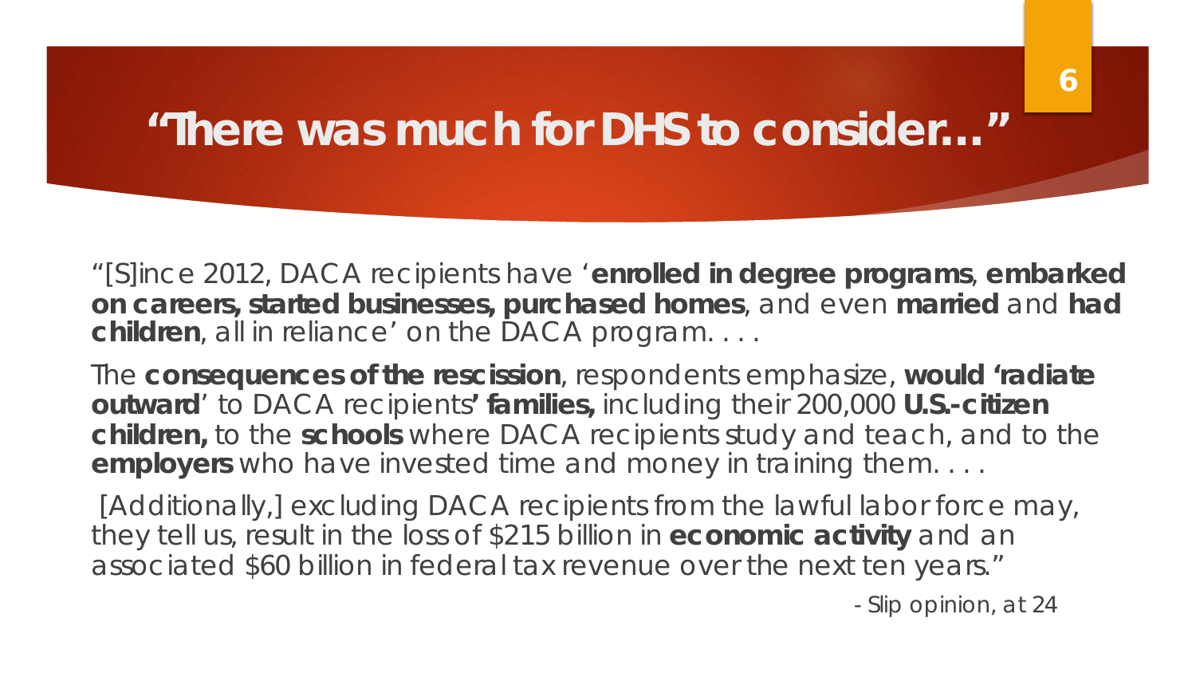# “There was much for DHS to consider…”

“[S]ince 2012, DACA recipients have ‘**enrolled in degree programs**, **embarked on careers, started businesses, purchased homes**, and even **married** and **had children**, all in reliance’ on the DACA program. . . .

The **consequences of the rescission**, respondents emphasize, **would ‘radiate outward**’ to DACA recipients**’ families,** including their 200,000 **U.S.-citizen children,** to the **schools** where DACA recipients study and teach, and to the **employers** who have invested time and money in training them. . . .

[Additionally,] excluding DACA recipients from the lawful labor force may, they tell us, result in the loss of $215 billion in **economic activity** and an associated $60 billion in federal tax revenue over the next ten years.”

- Slip opinion, at 24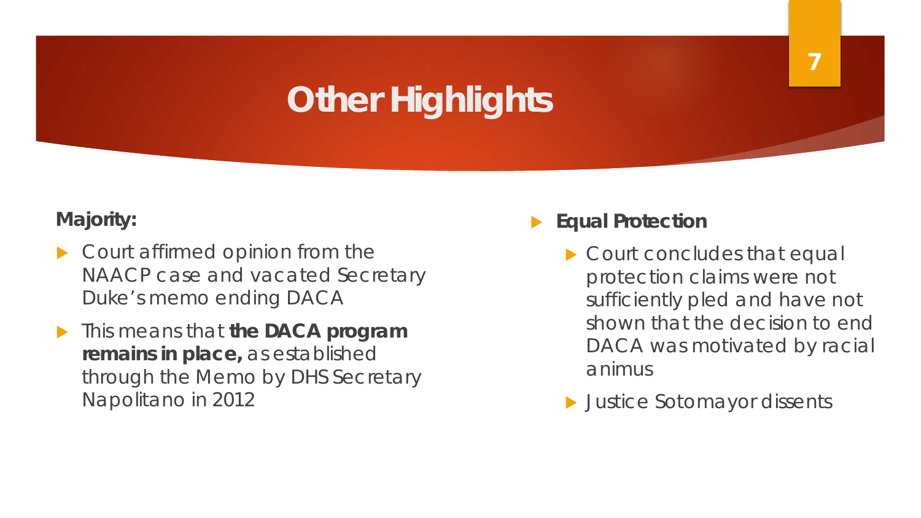# Other Highlights

**Majority:**

- Court affirmed opinion from the NAACP case and vacated Secretary Duke's memo ending DACA
- This means that **the DACA program remains in place,** as established through the Memo by DHS Secretary Napolitano in 2012

- **Equal Protection**
  - Court concludes that equal protection claims were not sufficiently pled and have not shown that the decision to end DACA was motivated by racial animus
  - Justice Sotomayor dissents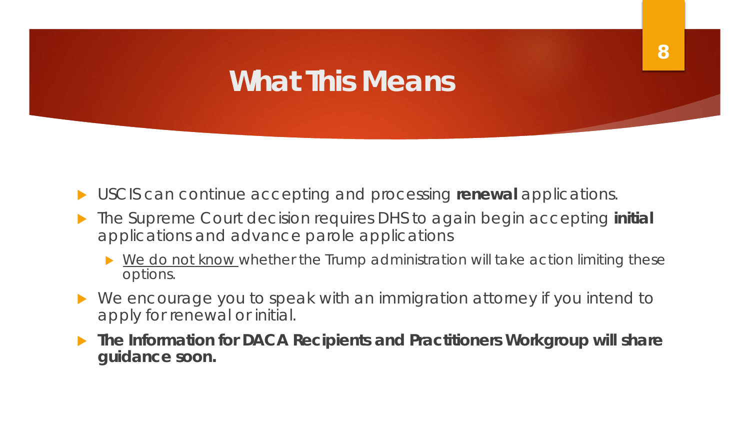# What This Means

- USCIS can continue accepting and processing **renewal** applications.
- The Supreme Court decision requires DHS to again begin accepting **initial** applications and advance parole applications
  - <u>We do not know</u> whether the Trump administration will take action limiting these options.
- We encourage you to speak with an immigration attorney if you intend to apply for renewal or initial.
- **The Information for DACA Recipients and Practitioners Workgroup will share guidance soon.**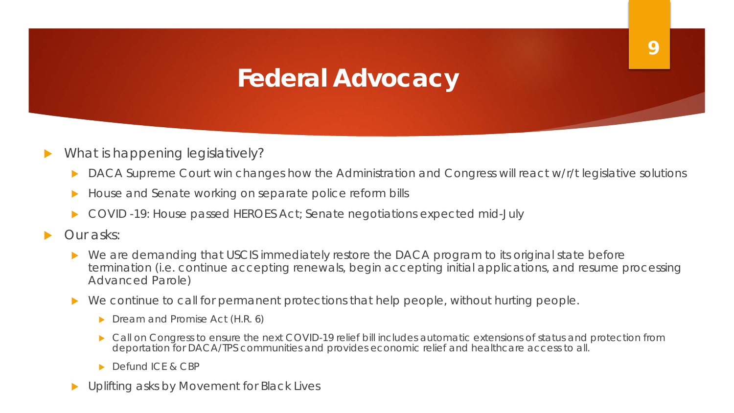# Federal Advocacy

- What is happening legislatively?
  - DACA Supreme Court win changes how the Administration and Congress will react w/r/t legislative solutions
  - House and Senate working on separate police reform bills
  - COVID -19: House passed HEROES Act; Senate negotiations expected mid-July
- Our asks:
  - We are demanding that USCIS immediately restore the DACA program to its original state before termination (i.e. continue accepting renewals, begin accepting initial applications, and resume processing Advanced Parole)
  - We continue to call for permanent protections that help people, without hurting people.
    - Dream and Promise Act (H.R. 6)
    - Call on Congress to ensure the next COVID-19 relief bill includes automatic extensions of status and protection from deportation for DACA/TPS communities and provides economic relief and healthcare access to all.
    - Defund ICE & CBP
  - Uplifting asks by Movement for Black Lives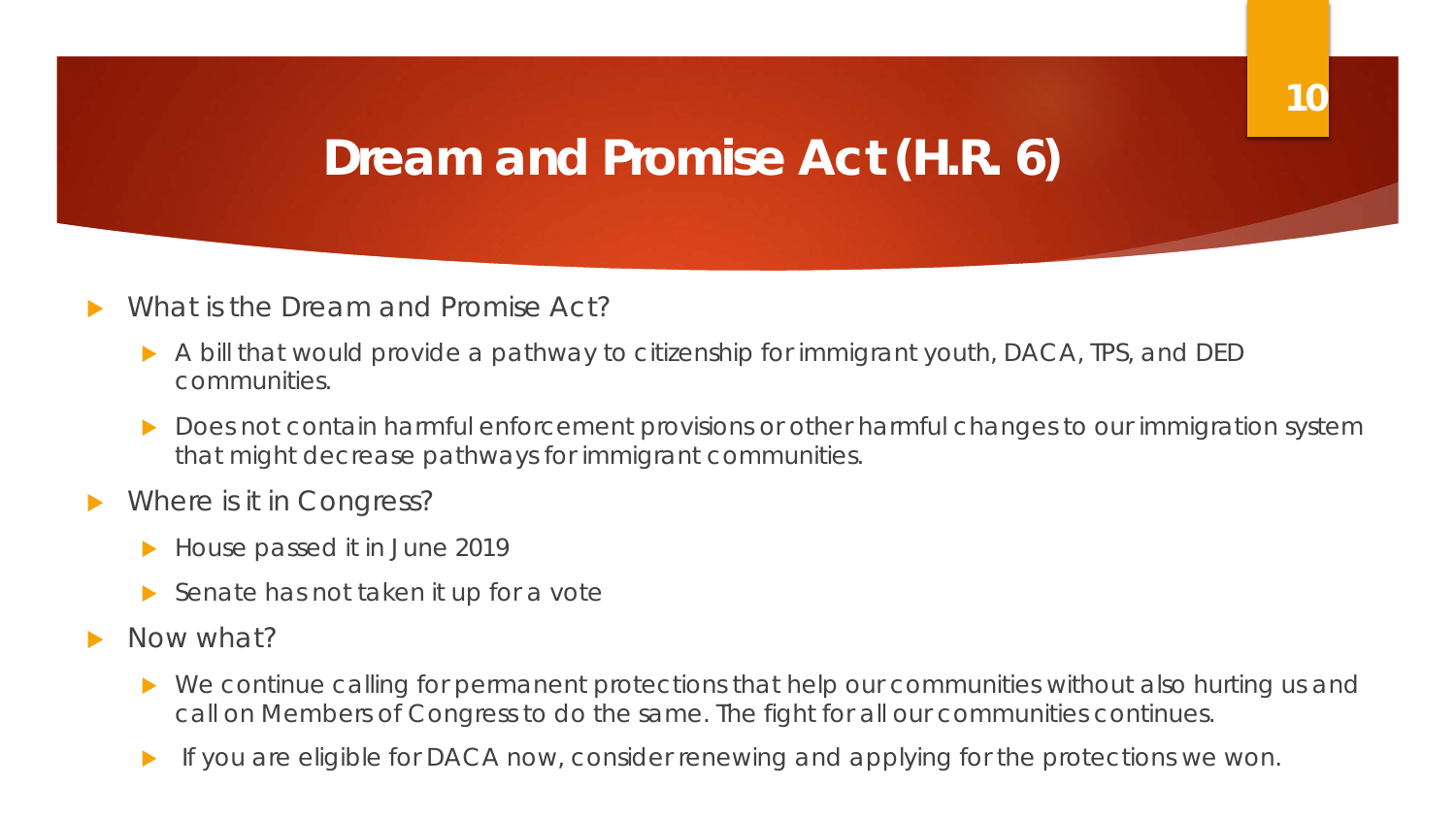# Dream and Promise Act (H.R. 6)

- What is the Dream and Promise Act?
  - A bill that would provide a pathway to citizenship for immigrant youth, DACA, TPS, and DED communities.
  - Does not contain harmful enforcement provisions or other harmful changes to our immigration system that might decrease pathways for immigrant communities.
- Where is it in Congress?
  - House passed it in June 2019
  - Senate has not taken it up for a vote
- Now what?
  - We continue calling for permanent protections that help our communities without also hurting us and call on Members of Congress to do the same. The fight for all our communities continues.
  - If you are eligible for DACA now, consider renewing and applying for the protections we won.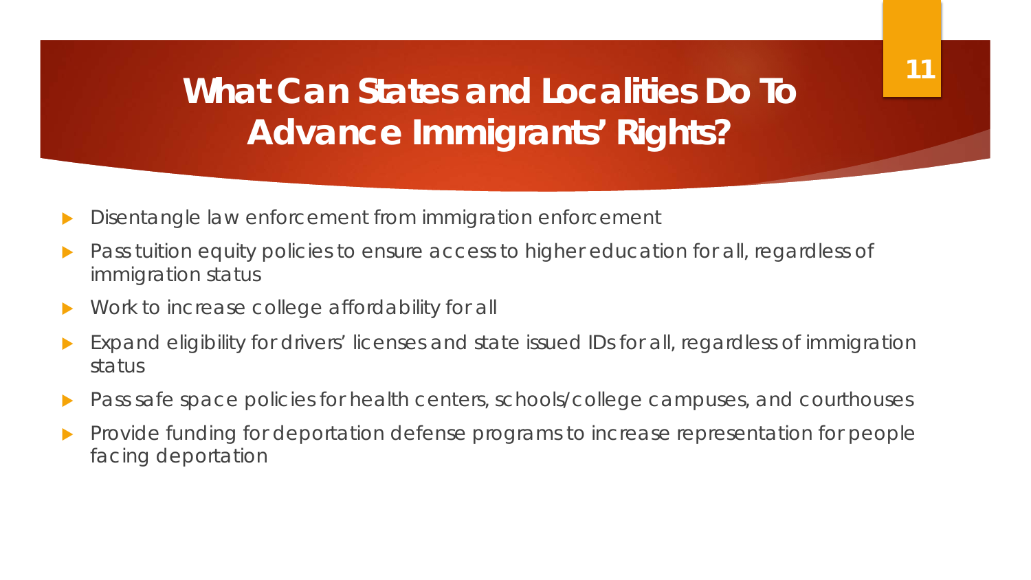# What Can States and Localities Do To Advance Immigrants' Rights?

- Disentangle law enforcement from immigration enforcement
- Pass tuition equity policies to ensure access to higher education for all, regardless of immigration status
- Work to increase college affordability for all
- Expand eligibility for drivers' licenses and state issued IDs for all, regardless of immigration status
- Pass safe space policies for health centers, schools/college campuses, and courthouses
- Provide funding for deportation defense programs to increase representation for people facing deportation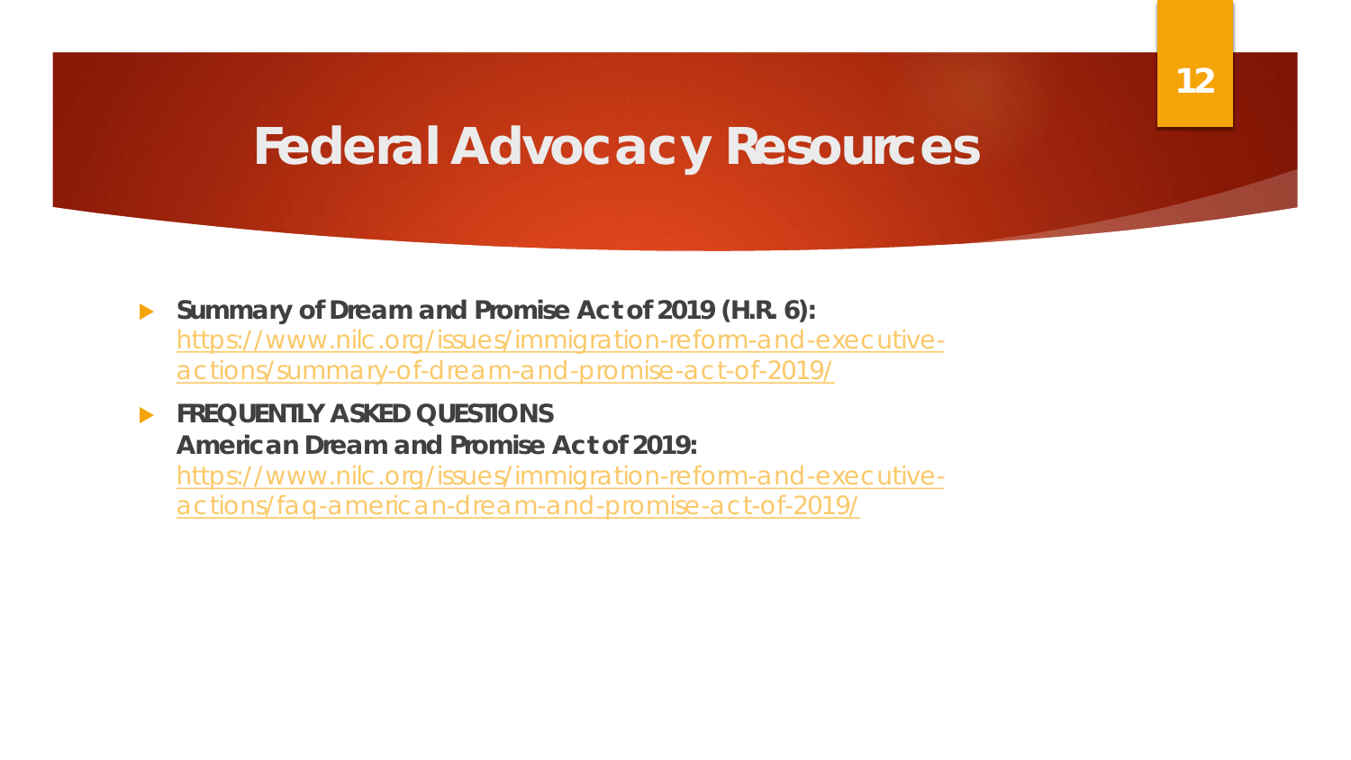# Federal Advocacy Resources

- **Summary of Dream and Promise Act of 2019 (H.R. 6):** https://www.nilc.org/issues/immigration-reform-and-executive-actions/summary-of-dream-and-promise-act-of-2019/
- **FREQUENTLY ASKED QUESTIONS American Dream and Promise Act of 2019:** https://www.nilc.org/issues/immigration-reform-and-executive-actions/faq-american-dream-and-promise-act-of-2019/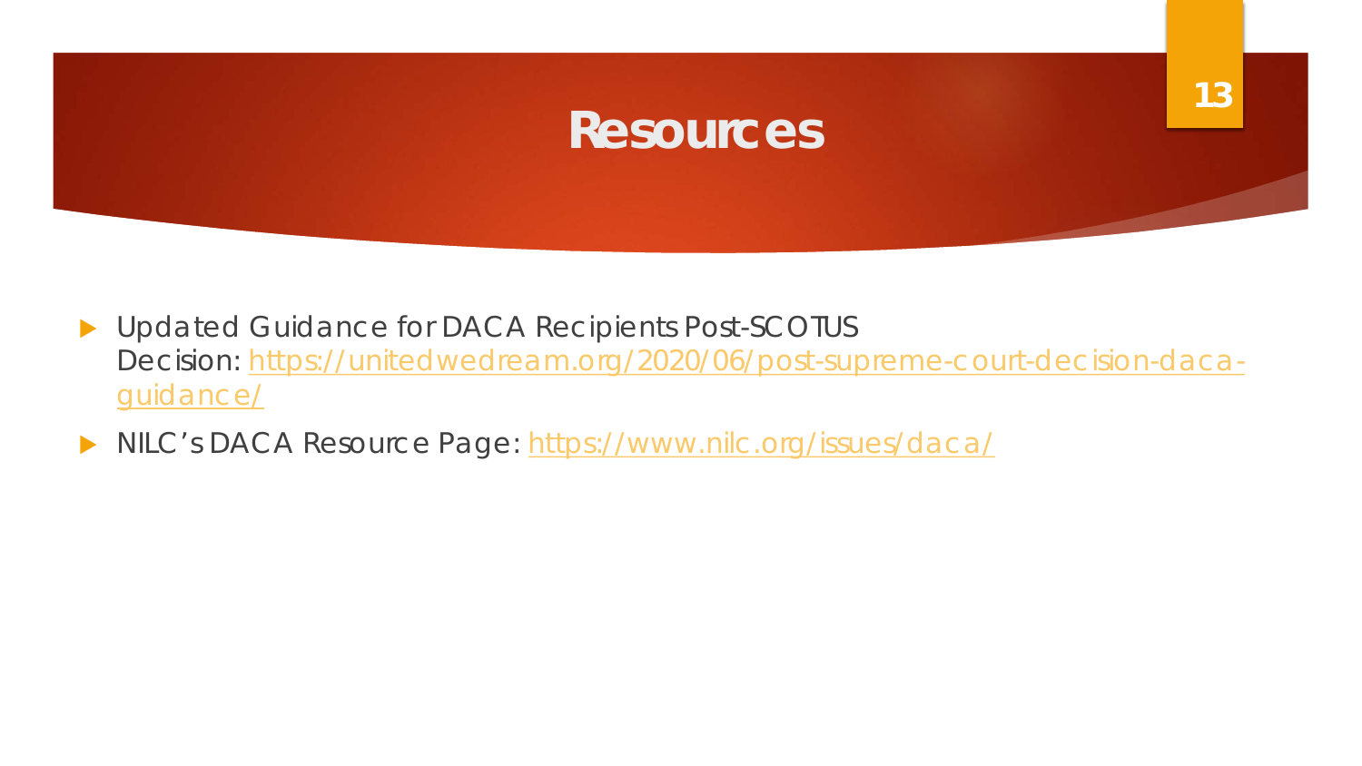# Resources

- Updated Guidance for DACA Recipients Post-SCOTUS Decision: https://unitedwedream.org/2020/06/post-supreme-court-decision-daca-guidance/
- NILC's DACA Resource Page: https://www.nilc.org/issues/daca/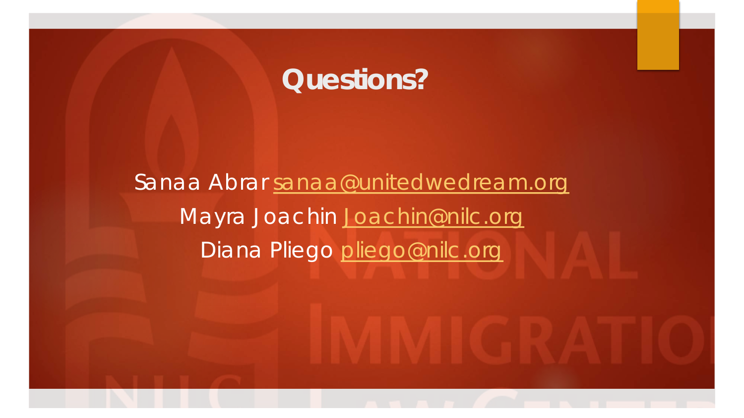# Questions?

Sanaa Abrar sanaa@unitedwedream.org

Mayra Joachin Joachin@nilc.org

Diana Pliego pliego@nilc.org